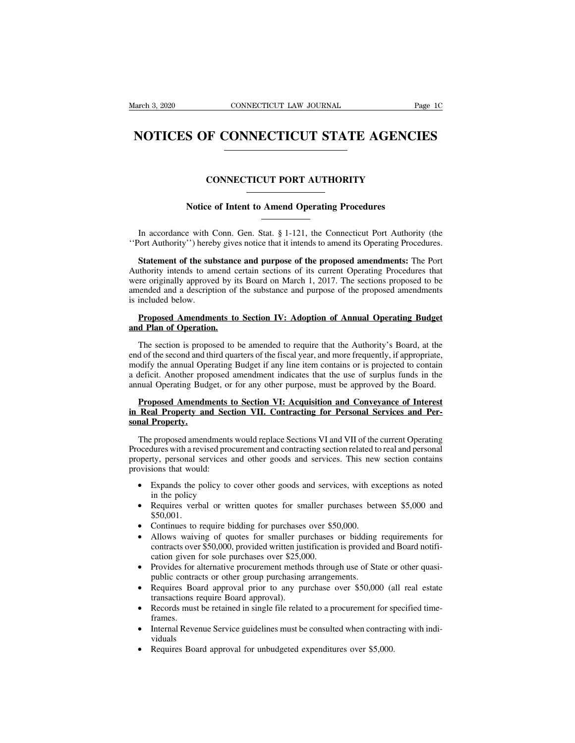# NOTICES OF CONNECTICUT STATE AGENCIES

## CONNECTICUT PORT AUTHORITY

### Notice of Intent to Amend Operating Procedures

In accordance with Conn. Gen. Stat. § 1-121, the Connecticut Port Authority (the ''Port Authority'') hereby gives notice that it intends to amend its Operating Procedures.

**Statement of the substance and purpose of the proposed amendments:** The Port Authority intends to amend certain sections of its current Operating Procedures that were originally approved by its Board on March 1, 2017. The sections proposed to be amended and a description of the substance and purpose of the proposed amendments is included below.

**Proposed Amendments to Section IV: Adoption of Annual Operating Budget and Plan of Operation.**

The section is proposed to be amended to require that the Authority's Board, at the end of the second and third quarters of the fiscal year, and more frequently, if appropriate, modify the annual Operating Budget if any line item contains or is projected to contain a deficit. Another proposed amendment indicates that the use of surplus funds in the annual Operating Budget, or for any other purpose, must be approved by the Board.

**Proposed Amendments to Section VI: Acquisition and Conveyance of Interest in Real Property and Section VII. Contracting for Personal Services and Personal Property.**

The proposed amendments would replace Sections VI and VII of the current Operating Procedures with a revised procurement and contracting section related to real and personal property, personal services and other goods and services. This new section contains provisions that would:

- Expands the policy to cover other goods and services, with exceptions as noted in the policy
- Requires verbal or written quotes for smaller purchases between $5,000 and $50,001.
- Continues to require bidding for purchases over $50,000.
- Allows waiving of quotes for smaller purchases or bidding requirements for contracts over $50,000, provided written justification is provided and Board notification given for sole purchases over $25,000.
- Provides for alternative procurement methods through use of State or other quasi-public contracts or other group purchasing arrangements.
- Requires Board approval prior to any purchase over $50,000 (all real estate transactions require Board approval).
- Records must be retained in single file related to a procurement for specified timeframes.
- Internal Revenue Service guidelines must be consulted when contracting with individuals
- Requires Board approval for unbudgeted expenditures over $5,000.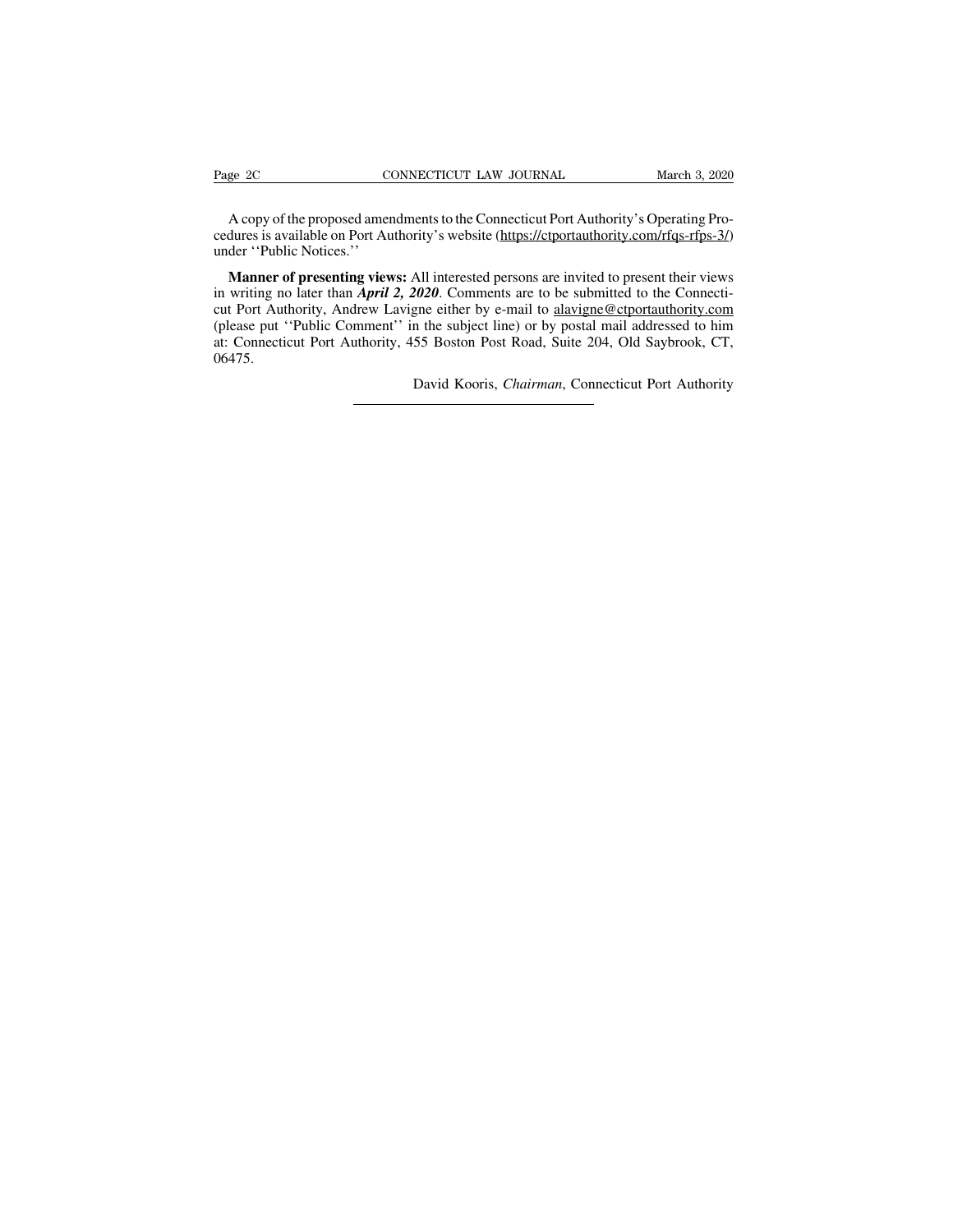A copy of the proposed amendments to the Connecticut Port Authority's Operating Procedures is available on Port Authority's website (https://ctportauthority.com/rfqs-rfps-3/) under ''Public Notices.''

**Manner of presenting views:** All interested persons are invited to present their views in writing no later than ***April 2, 2020***. Comments are to be submitted to the Connecticut Port Authority, Andrew Lavigne either by e-mail to alavigne@ctportauthority.com (please put ''Public Comment'' in the subject line) or by postal mail addressed to him at: Connecticut Port Authority, 455 Boston Post Road, Suite 204, Old Saybrook, CT, 06475.

David Kooris, *Chairman*, Connecticut Port Authority